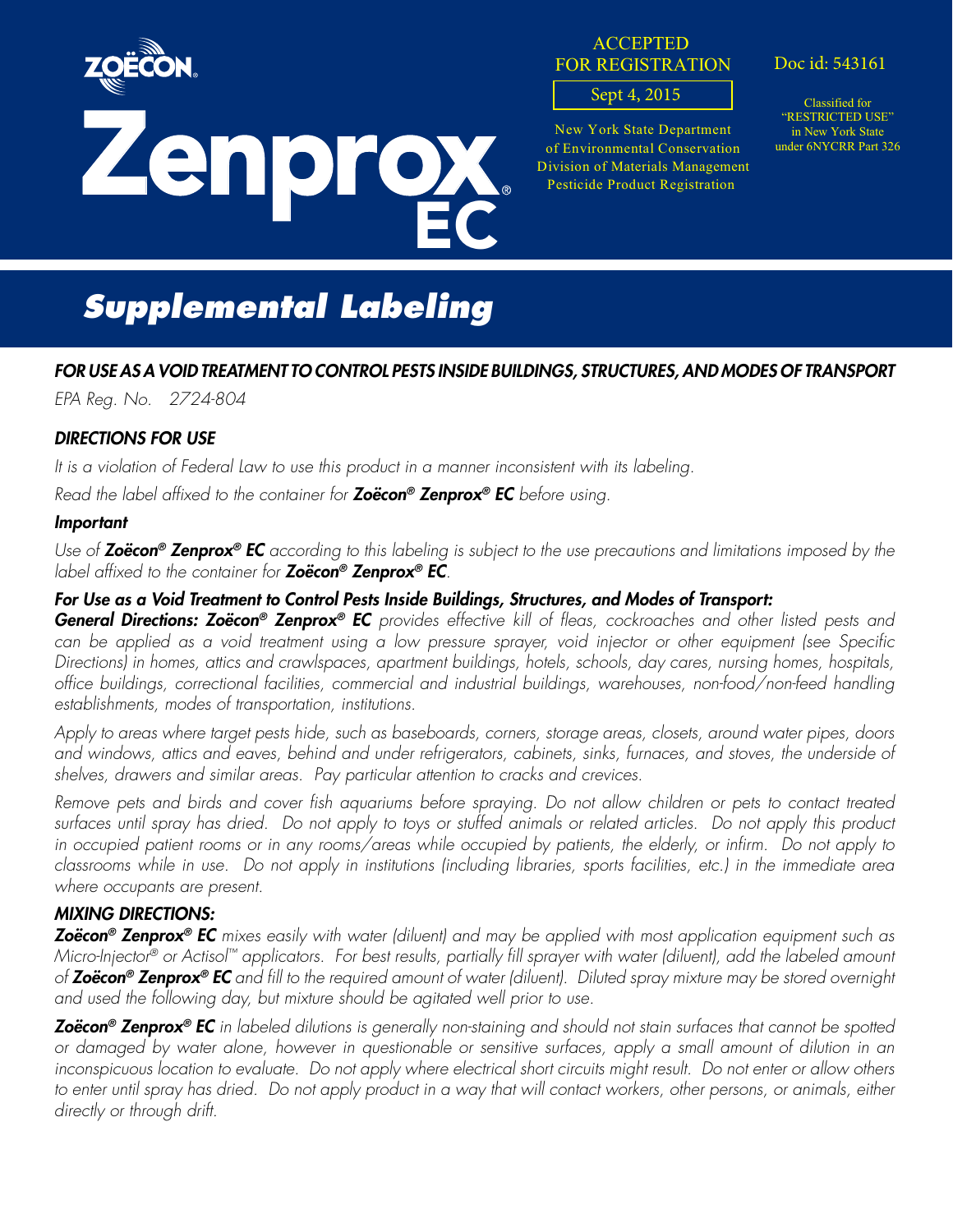ZOËCON

# Zenprox® EC

ACCEPTED
FOR REGISTRATION

Sept 4, 2015

New York State Department
of Environmental Conservation
Division of Materials Management
Pesticide Product Registration

Doc id: 543161

Classified for
"RESTRICTED USE"
in New York State
under 6NYCRR Part 326

## Supplemental Labeling

### *FOR USE AS A VOID TREATMENT TO CONTROL PESTS INSIDE BUILDINGS, STRUCTURES, AND MODES OF TRANSPORT*

*EPA Reg. No. 2724-804*

### *DIRECTIONS FOR USE*

*It is a violation of Federal Law to use this product in a manner inconsistent with its labeling.*

*Read the label affixed to the container for* ***Zoëcon® Zenprox® EC*** *before using.*

#### *Important*

*Use of* ***Zoëcon® Zenprox® EC*** *according to this labeling is subject to the use precautions and limitations imposed by the label affixed to the container for* ***Zoëcon® Zenprox® EC****.*

#### *For Use as a Void Treatment to Control Pests Inside Buildings, Structures, and Modes of Transport:*

***General Directions: Zoëcon® Zenprox® EC*** *provides effective kill of fleas, cockroaches and other listed pests and can be applied as a void treatment using a low pressure sprayer, void injector or other equipment (see Specific Directions) in homes, attics and crawlspaces, apartment buildings, hotels, schools, day cares, nursing homes, hospitals, office buildings, correctional facilities, commercial and industrial buildings, warehouses, non-food/non-feed handling establishments, modes of transportation, institutions.*

*Apply to areas where target pests hide, such as baseboards, corners, storage areas, closets, around water pipes, doors and windows, attics and eaves, behind and under refrigerators, cabinets, sinks, furnaces, and stoves, the underside of shelves, drawers and similar areas. Pay particular attention to cracks and crevices.*

*Remove pets and birds and cover fish aquariums before spraying. Do not allow children or pets to contact treated surfaces until spray has dried. Do not apply to toys or stuffed animals or related articles. Do not apply this product in occupied patient rooms or in any rooms/areas while occupied by patients, the elderly, or infirm. Do not apply to classrooms while in use. Do not apply in institutions (including libraries, sports facilities, etc.) in the immediate area where occupants are present.*

### *MIXING DIRECTIONS:*

***Zoëcon® Zenprox® EC*** *mixes easily with water (diluent) and may be applied with most application equipment such as Micro-Injector® or Actisol™ applicators. For best results, partially fill sprayer with water (diluent), add the labeled amount of* ***Zoëcon® Zenprox® EC*** *and fill to the required amount of water (diluent). Diluted spray mixture may be stored overnight and used the following day, but mixture should be agitated well prior to use.*

***Zoëcon® Zenprox® EC*** *in labeled dilutions is generally non-staining and should not stain surfaces that cannot be spotted or damaged by water alone, however in questionable or sensitive surfaces, apply a small amount of dilution in an inconspicuous location to evaluate. Do not apply where electrical short circuits might result. Do not enter or allow others to enter until spray has dried. Do not apply product in a way that will contact workers, other persons, or animals, either directly or through drift.*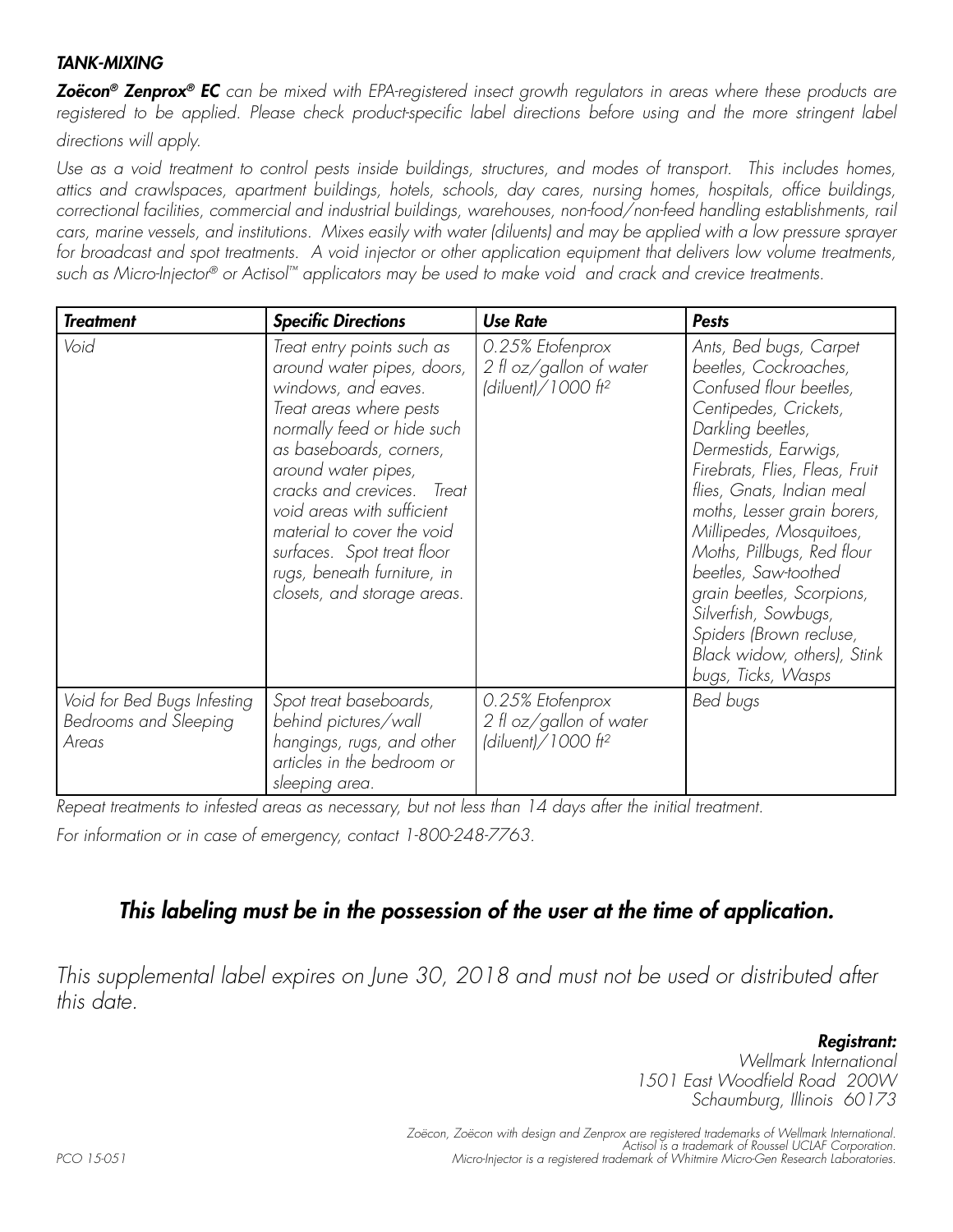### *TANK-MIXING*

***Zoëcon® Zenprox® EC*** *can be mixed with EPA-registered insect growth regulators in areas where these products are registered to be applied. Please check product-specific label directions before using and the more stringent label directions will apply.*

*Use as a void treatment to control pests inside buildings, structures, and modes of transport. This includes homes, attics and crawlspaces, apartment buildings, hotels, schools, day cares, nursing homes, hospitals, office buildings, correctional facilities, commercial and industrial buildings, warehouses, non-food/non-feed handling establishments, rail cars, marine vessels, and institutions. Mixes easily with water (diluents) and may be applied with a low pressure sprayer for broadcast and spot treatments. A void injector or other application equipment that delivers low volume treatments, such as Micro-Injector® or Actisol™ applicators may be used to make void and crack and crevice treatments.*

| ***Treatment*** | ***Specific Directions*** | ***Use Rate*** | ***Pests*** |
|---|---|---|---|
| *Void* | *Treat entry points such as around water pipes, doors, windows, and eaves. Treat areas where pests normally feed or hide such as baseboards, corners, around water pipes, cracks and crevices. Treat void areas with sufficient material to cover the void surfaces. Spot treat floor rugs, beneath furniture, in closets, and storage areas.* | *0.25% Etofenprox 2 fl oz/gallon of water (diluent)/1000 ft²* | *Ants, Bed bugs, Carpet beetles, Cockroaches, Confused flour beetles, Centipedes, Crickets, Darkling beetles, Dermestids, Earwigs, Firebrats, Flies, Fleas, Fruit flies, Gnats, Indian meal moths, Lesser grain borers, Millipedes, Mosquitoes, Moths, Pillbugs, Red flour beetles, Saw-toothed grain beetles, Scorpions, Silverfish, Sowbugs, Spiders (Brown recluse, Black widow, others), Stink bugs, Ticks, Wasps* |
| *Void for Bed Bugs Infesting Bedrooms and Sleeping Areas* | *Spot treat baseboards, behind pictures/wall hangings, rugs, and other articles in the bedroom or sleeping area.* | *0.25% Etofenprox 2 fl oz/gallon of water (diluent)/1000 ft²* | *Bed bugs* |

*Repeat treatments to infested areas as necessary, but not less than 14 days after the initial treatment.*

*For information or in case of emergency, contact 1-800-248-7763.*

## ***This labeling must be in the possession of the user at the time of application.***

*This supplemental label expires on June 30, 2018 and must not be used or distributed after this date.*

***Registrant:***
*Wellmark International*
*1501 East Woodfield Road 200W*
*Schaumburg, Illinois 60173*

*Zoëcon, Zoëcon with design and Zenprox are registered trademarks of Wellmark International.*
*Actisol is a trademark of Roussel UCLAF Corporation.*
*Micro-Injector is a registered trademark of Whitmire Micro-Gen Research Laboratories.*

*PCO 15-051*